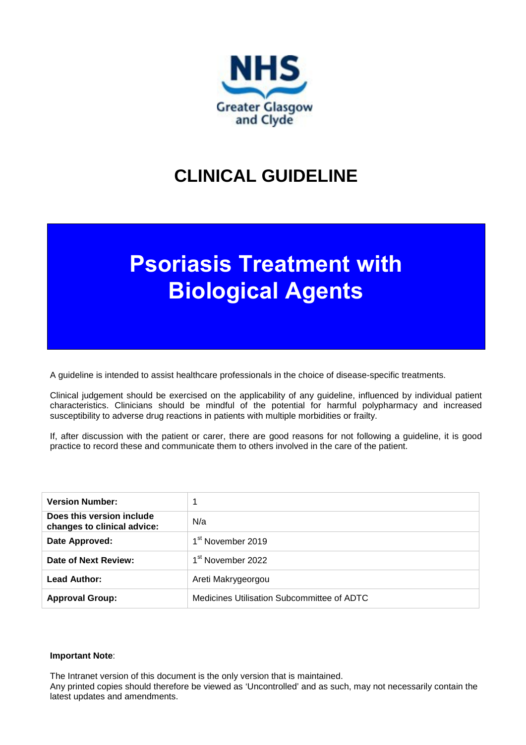NHS Greater Glasgow and Clyde

# CLINICAL GUIDELINE

# Psoriasis Treatment with Biological Agents

A guideline is intended to assist healthcare professionals in the choice of disease-specific treatments.

Clinical judgement should be exercised on the applicability of any guideline, influenced by individual patient characteristics. Clinicians should be mindful of the potential for harmful polypharmacy and increased susceptibility to adverse drug reactions in patients with multiple morbidities or frailty.

If, after discussion with the patient or carer, there are good reasons for not following a guideline, it is good practice to record these and communicate them to others involved in the care of the patient.

| | |
|---|---|
| **Version Number:** | 1 |
| **Does this version include changes to clinical advice:** | N/a |
| **Date Approved:** | 1st November 2019 |
| **Date of Next Review:** | 1st November 2022 |
| **Lead Author:** | Areti Makrygeorgou |
| **Approval Group:** | Medicines Utilisation Subcommittee of ADTC |

**Important Note**:

The Intranet version of this document is the only version that is maintained.
Any printed copies should therefore be viewed as 'Uncontrolled' and as such, may not necessarily contain the latest updates and amendments.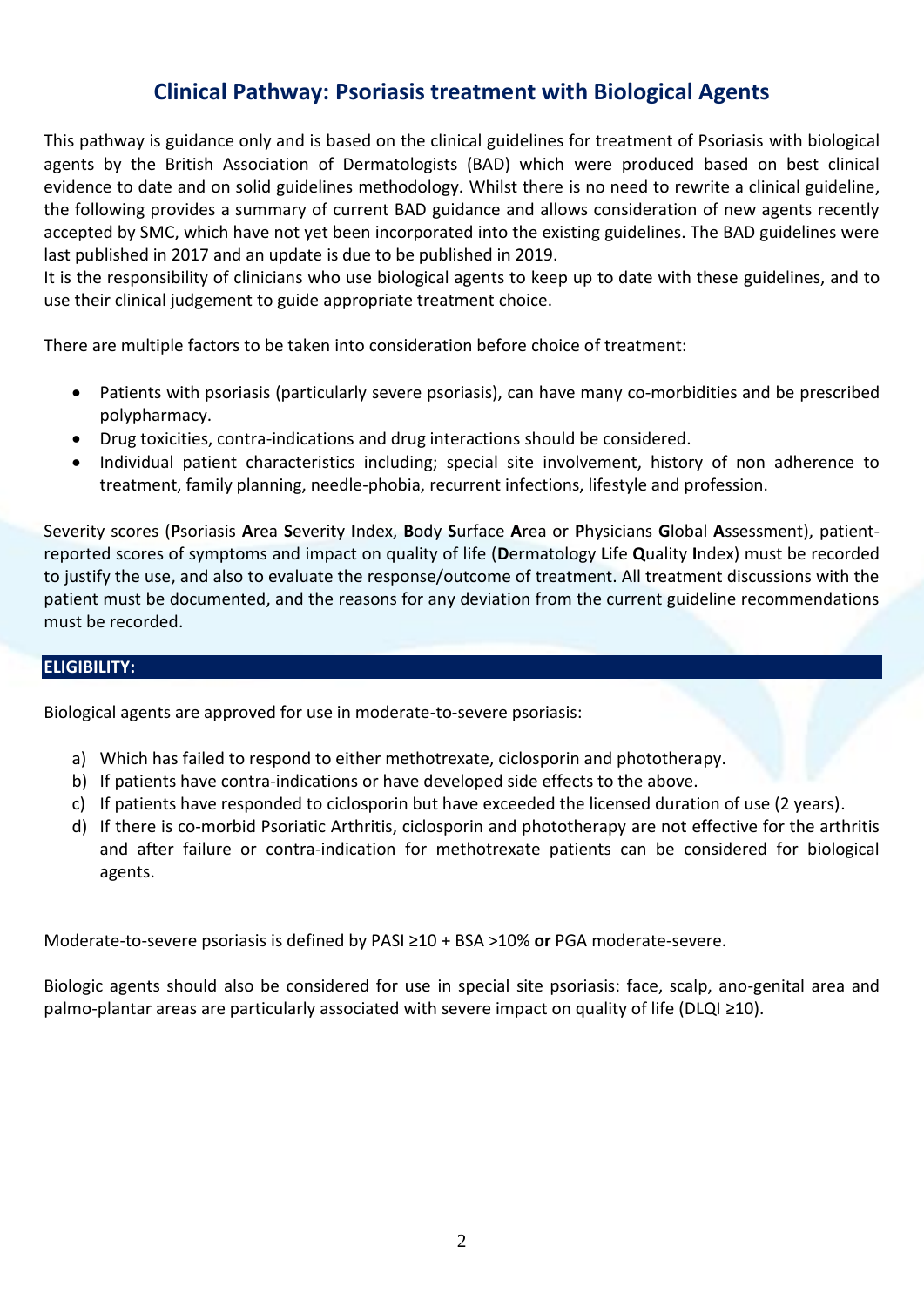# Clinical Pathway: Psoriasis treatment with Biological Agents

This pathway is guidance only and is based on the clinical guidelines for treatment of Psoriasis with biological agents by the British Association of Dermatologists (BAD) which were produced based on best clinical evidence to date and on solid guidelines methodology. Whilst there is no need to rewrite a clinical guideline, the following provides a summary of current BAD guidance and allows consideration of new agents recently accepted by SMC, which have not yet been incorporated into the existing guidelines. The BAD guidelines were last published in 2017 and an update is due to be published in 2019.
It is the responsibility of clinicians who use biological agents to keep up to date with these guidelines, and to use their clinical judgement to guide appropriate treatment choice.

There are multiple factors to be taken into consideration before choice of treatment:

- Patients with psoriasis (particularly severe psoriasis), can have many co-morbidities and be prescribed polypharmacy.
- Drug toxicities, contra-indications and drug interactions should be considered.
- Individual patient characteristics including; special site involvement, history of non adherence to treatment, family planning, needle-phobia, recurrent infections, lifestyle and profession.

Severity scores (**P**soriasis **A**rea **S**everity **I**ndex, **B**ody **S**urface **A**rea or **P**hysicians **G**lobal **A**ssessment), patient-reported scores of symptoms and impact on quality of life (**D**ermatology **L**ife **Q**uality **I**ndex) must be recorded to justify the use, and also to evaluate the response/outcome of treatment. All treatment discussions with the patient must be documented, and the reasons for any deviation from the current guideline recommendations must be recorded.

## ELIGIBILITY:

Biological agents are approved for use in moderate-to-severe psoriasis:

a) Which has failed to respond to either methotrexate, ciclosporin and phototherapy.
b) If patients have contra-indications or have developed side effects to the above.
c) If patients have responded to ciclosporin but have exceeded the licensed duration of use (2 years).
d) If there is co-morbid Psoriatic Arthritis, ciclosporin and phototherapy are not effective for the arthritis and after failure or contra-indication for methotrexate patients can be considered for biological agents.

Moderate-to-severe psoriasis is defined by PASI ≥10 + BSA >10% **or** PGA moderate-severe.

Biologic agents should also be considered for use in special site psoriasis: face, scalp, ano-genital area and palmo-plantar areas are particularly associated with severe impact on quality of life (DLQI ≥10).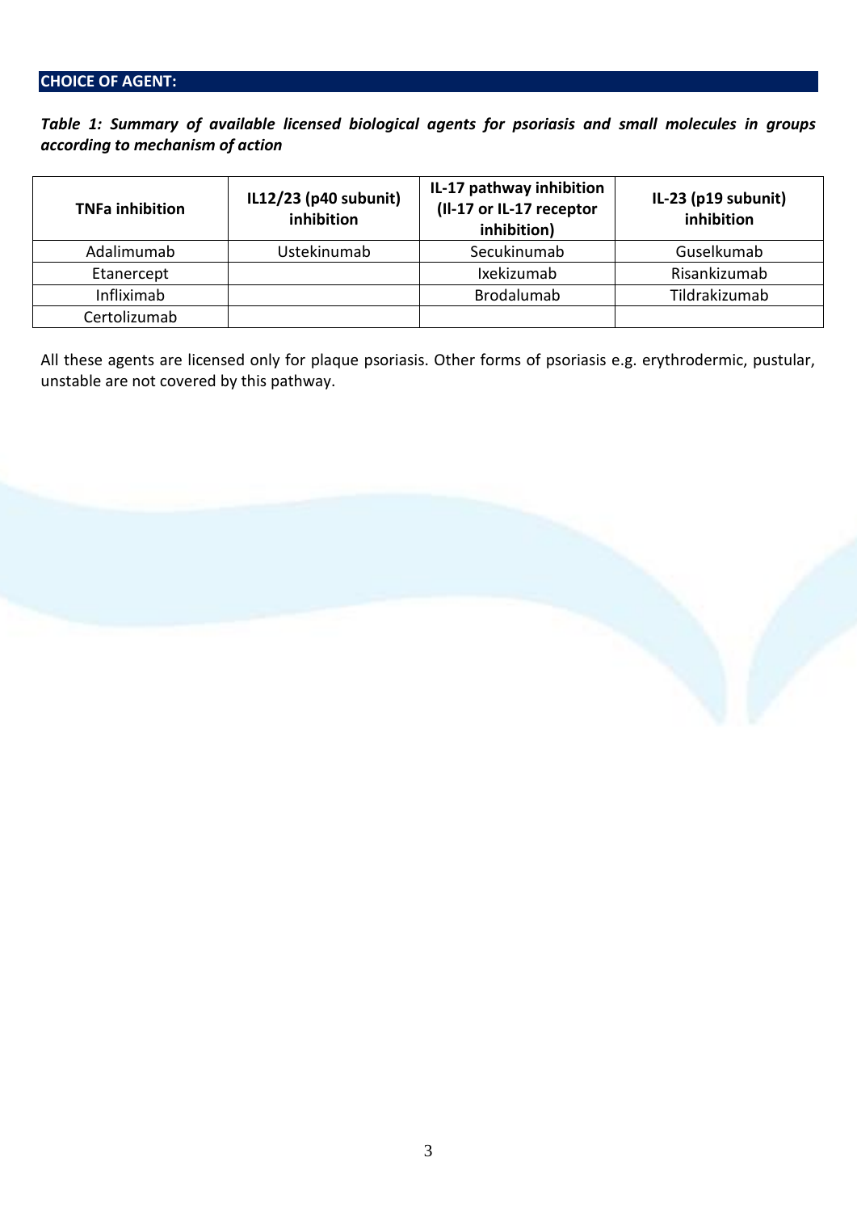## CHOICE OF AGENT:

***Table 1: Summary of available licensed biological agents for psoriasis and small molecules in groups according to mechanism of action***

| TNFa inhibition | IL12/23 (p40 subunit) inhibition | IL-17 pathway inhibition (Il-17 or IL-17 receptor inhibition) | IL-23 (p19 subunit) inhibition |
|---|---|---|---|
| Adalimumab | Ustekinumab | Secukinumab | Guselkumab |
| Etanercept | | Ixekizumab | Risankizumab |
| Infliximab | | Brodalumab | Tildrakizumab |
| Certolizumab | | | |

All these agents are licensed only for plaque psoriasis. Other forms of psoriasis e.g. erythrodermic, pustular, unstable are not covered by this pathway.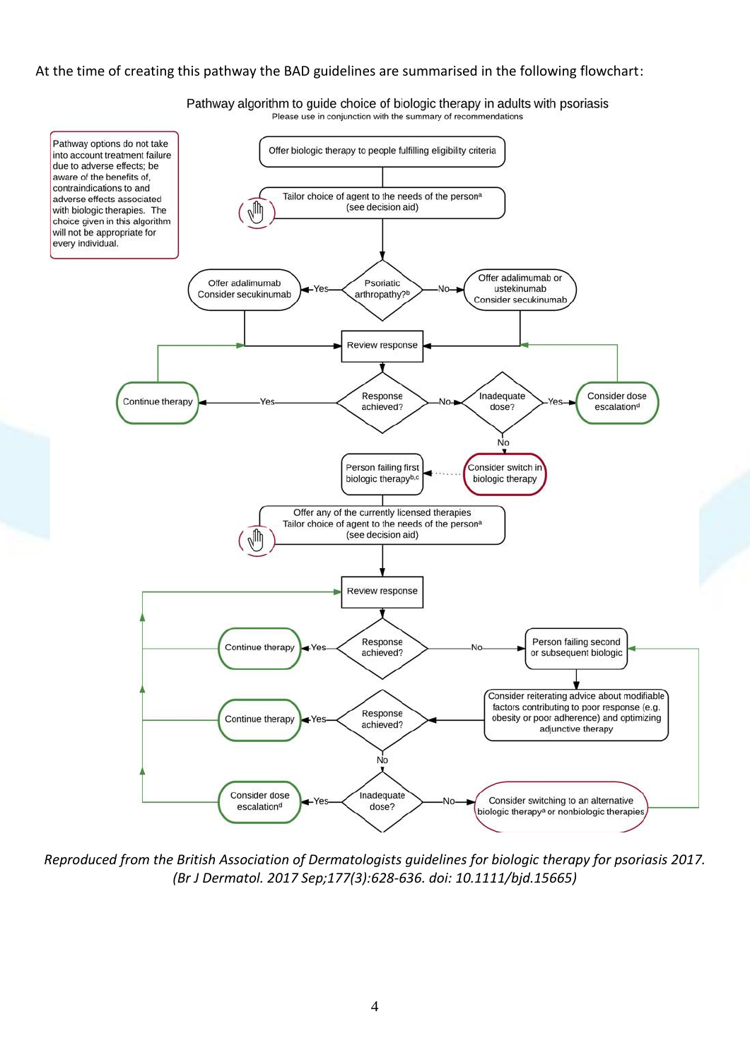At the time of creating this pathway the BAD guidelines are summarised in the following flowchart:

Pathway algorithm to guide choice of biologic therapy in adults with psoriasis

Please use in conjunction with the summary of recommendations

Pathway options do not take into account treatment failure due to adverse effects; be aware of the benefits of, contraindications to and adverse effects associated with biologic therapies. The choice given in this algorithm will not be appropriate for every individual.

- Offer biologic therapy to people fulfilling eligibility criteria
- Tailor choice of agent to the needs of the person[a] (see decision aid)
- Psoriatic arthropathy?[b]
  - Yes → Offer adalimumab. Consider secukinumab
  - No → Offer adalimumab or ustekinumab. Consider secukinumab
- Review response
- Response achieved?
  - Yes → Continue therapy
  - No → Inadequate dose?
    - Yes → Consider dose escalation[d]
    - No → Consider switch in biologic therapy
- Person failing first biologic therapy[b,c]
- Offer any of the currently licensed therapies. Tailor choice of agent to the needs of the person[a] (see decision aid)
- Review response
- Response achieved?
  - Yes → Continue therapy
  - No → Person failing second or subsequent biologic
- Consider reiterating advice about modifiable factors contributing to poor response (e.g. obesity or poor adherence) and optimizing adjunctive therapy
- Response achieved?
  - Yes → Continue therapy
  - No → Inadequate dose?
    - Yes → Consider dose escalation[d]
    - No → Consider switching to an alternative biologic therapy[a] or nonbiologic therapies

*Reproduced from the British Association of Dermatologists guidelines for biologic therapy for psoriasis 2017. (Br J Dermatol. 2017 Sep;177(3):628-636. doi: 10.1111/bjd.15665)*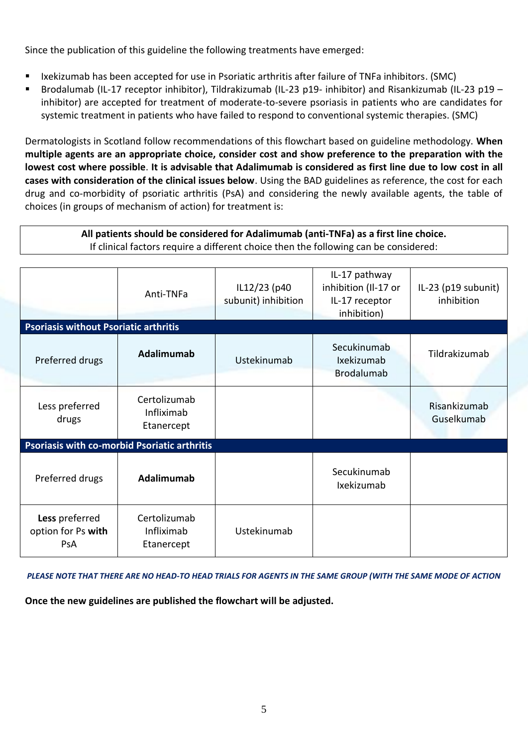Since the publication of this guideline the following treatments have emerged:

- Ixekizumab has been accepted for use in Psoriatic arthritis after failure of TNFa inhibitors. (SMC)
- Brodalumab (IL-17 receptor inhibitor), Tildrakizumab (IL-23 p19- inhibitor) and Risankizumab (IL-23 p19 – inhibitor) are accepted for treatment of moderate-to-severe psoriasis in patients who are candidates for systemic treatment in patients who have failed to respond to conventional systemic therapies. (SMC)

Dermatologists in Scotland follow recommendations of this flowchart based on guideline methodology. **When multiple agents are an appropriate choice, consider cost and show preference to the preparation with the lowest cost where possible**. **It is advisable that Adalimumab is considered as first line due to low cost in all cases with consideration of the clinical issues below**. Using the BAD guidelines as reference, the cost for each drug and co-morbidity of psoriatic arthritis (PsA) and considering the newly available agents, the table of choices (in groups of mechanism of action) for treatment is:

**All patients should be considered for Adalimumab (anti-TNFa) as a first line choice.**
If clinical factors require a different choice then the following can be considered:

| | Anti-TNFa | IL12/23 (p40 subunit) inhibition | IL-17 pathway inhibition (Il-17 or IL-17 receptor inhibition) | IL-23 (p19 subunit) inhibition |
|---|---|---|---|---|
| **Psoriasis without Psoriatic arthritis** | | | | |
| Preferred drugs | **Adalimumab** | Ustekinumab | Secukinumab Ixekizumab Brodalumab | Tildrakizumab |
| Less preferred drugs | Certolizumab Infliximab Etanercept | | | Risankizumab Guselkumab |
| **Psoriasis with co-morbid Psoriatic arthritis** | | | | |
| Preferred drugs | **Adalimumab** | | Secukinumab Ixekizumab | |
| **Less** preferred option for Ps **with** PsA | Certolizumab Infliximab Etanercept | Ustekinumab | | |

*PLEASE NOTE THAT THERE ARE NO HEAD-TO HEAD TRIALS FOR AGENTS IN THE SAME GROUP (WITH THE SAME MODE OF ACTION*

**Once the new guidelines are published the flowchart will be adjusted.**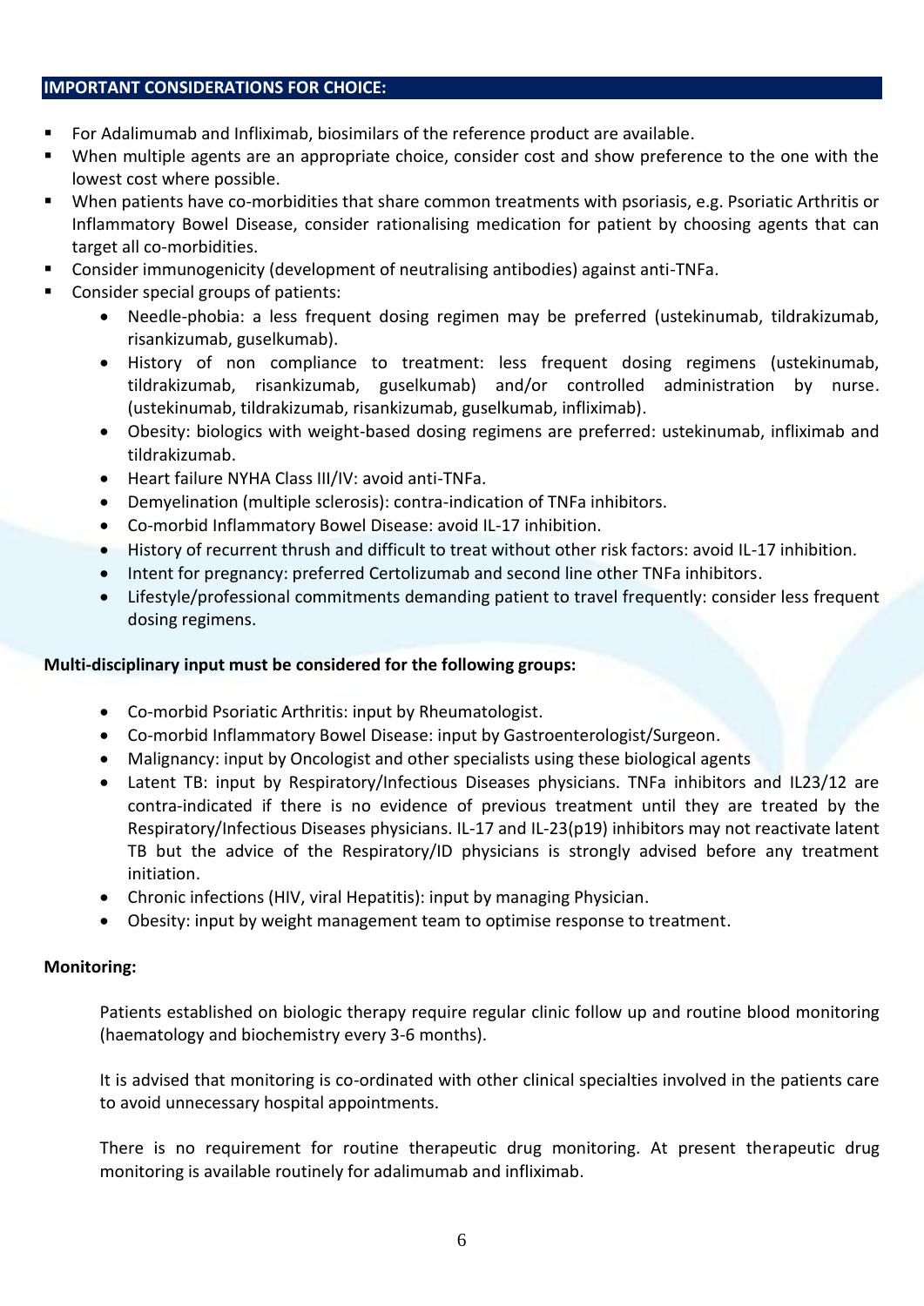## IMPORTANT CONSIDERATIONS FOR CHOICE:

- For Adalimumab and Infliximab, biosimilars of the reference product are available.
- When multiple agents are an appropriate choice, consider cost and show preference to the one with the lowest cost where possible.
- When patients have co-morbidities that share common treatments with psoriasis, e.g. Psoriatic Arthritis or Inflammatory Bowel Disease, consider rationalising medication for patient by choosing agents that can target all co-morbidities.
- Consider immunogenicity (development of neutralising antibodies) against anti-TNFa.
- Consider special groups of patients:
  - Needle-phobia: a less frequent dosing regimen may be preferred (ustekinumab, tildrakizumab, risankizumab, guselkumab).
  - History of non compliance to treatment: less frequent dosing regimens (ustekinumab, tildrakizumab, risankizumab, guselkumab) and/or controlled administration by nurse. (ustekinumab, tildrakizumab, risankizumab, guselkumab, infliximab).
  - Obesity: biologics with weight-based dosing regimens are preferred: ustekinumab, infliximab and tildrakizumab.
  - Heart failure NYHA Class III/IV: avoid anti-TNFa.
  - Demyelination (multiple sclerosis): contra-indication of TNFa inhibitors.
  - Co-morbid Inflammatory Bowel Disease: avoid IL-17 inhibition.
  - History of recurrent thrush and difficult to treat without other risk factors: avoid IL-17 inhibition.
  - Intent for pregnancy: preferred Certolizumab and second line other TNFa inhibitors.
  - Lifestyle/professional commitments demanding patient to travel frequently: consider less frequent dosing regimens.

**Multi-disciplinary input must be considered for the following groups:**

- Co-morbid Psoriatic Arthritis: input by Rheumatologist.
- Co-morbid Inflammatory Bowel Disease: input by Gastroenterologist/Surgeon.
- Malignancy: input by Oncologist and other specialists using these biological agents
- Latent TB: input by Respiratory/Infectious Diseases physicians. TNFa inhibitors and IL23/12 are contra-indicated if there is no evidence of previous treatment until they are treated by the Respiratory/Infectious Diseases physicians. IL-17 and IL-23(p19) inhibitors may not reactivate latent TB but the advice of the Respiratory/ID physicians is strongly advised before any treatment initiation.
- Chronic infections (HIV, viral Hepatitis): input by managing Physician.
- Obesity: input by weight management team to optimise response to treatment.

**Monitoring:**

Patients established on biologic therapy require regular clinic follow up and routine blood monitoring (haematology and biochemistry every 3-6 months).

It is advised that monitoring is co-ordinated with other clinical specialties involved in the patients care to avoid unnecessary hospital appointments.

There is no requirement for routine therapeutic drug monitoring. At present therapeutic drug monitoring is available routinely for adalimumab and infliximab.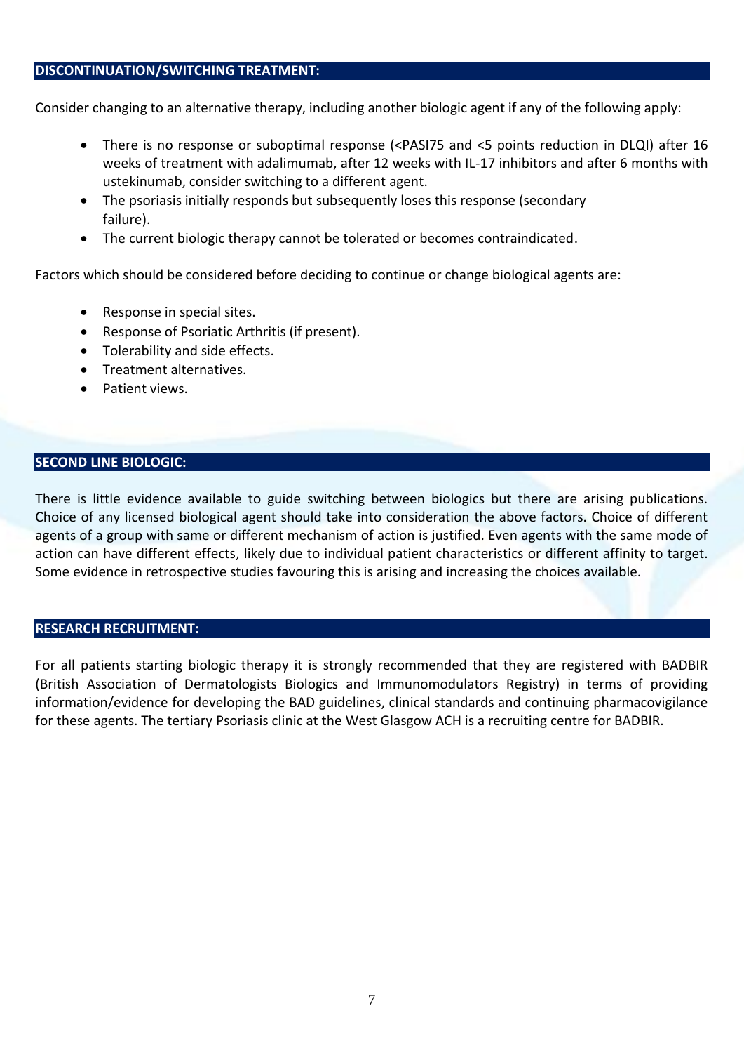## DISCONTINUATION/SWITCHING TREATMENT:

Consider changing to an alternative therapy, including another biologic agent if any of the following apply:

- There is no response or suboptimal response (<PASI75 and <5 points reduction in DLQI) after 16 weeks of treatment with adalimumab, after 12 weeks with IL-17 inhibitors and after 6 months with ustekinumab, consider switching to a different agent.
- The psoriasis initially responds but subsequently loses this response (secondary failure).
- The current biologic therapy cannot be tolerated or becomes contraindicated.

Factors which should be considered before deciding to continue or change biological agents are:

- Response in special sites.
- Response of Psoriatic Arthritis (if present).
- Tolerability and side effects.
- Treatment alternatives.
- Patient views.

## SECOND LINE BIOLOGIC:

There is little evidence available to guide switching between biologics but there are arising publications. Choice of any licensed biological agent should take into consideration the above factors. Choice of different agents of a group with same or different mechanism of action is justified. Even agents with the same mode of action can have different effects, likely due to individual patient characteristics or different affinity to target. Some evidence in retrospective studies favouring this is arising and increasing the choices available.

## RESEARCH RECRUITMENT:

For all patients starting biologic therapy it is strongly recommended that they are registered with BADBIR (British Association of Dermatologists Biologics and Immunomodulators Registry) in terms of providing information/evidence for developing the BAD guidelines, clinical standards and continuing pharmacovigilance for these agents. The tertiary Psoriasis clinic at the West Glasgow ACH is a recruiting centre for BADBIR.